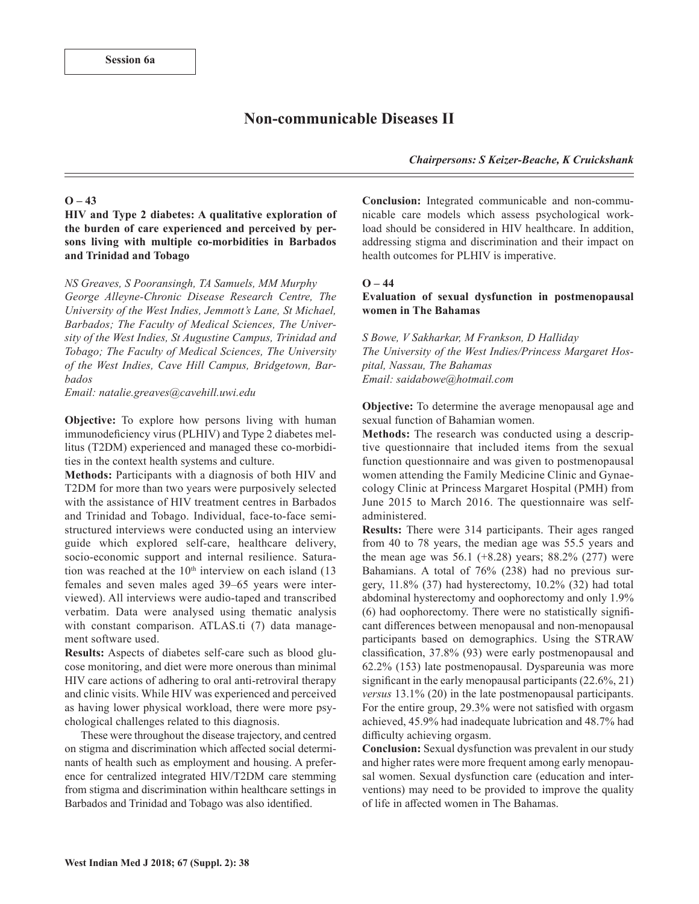Session 6a

# Non-communicable Diseases II

*Chairpersons: S Keizer-Beache, K Cruickshank*

## O – 43

### HIV and Type 2 diabetes: A qualitative exploration of the burden of care experienced and perceived by persons living with multiple co-morbidities in Barbados and Trinidad and Tobago

*NS Greaves, S Pooransingh, TA Samuels, MM Murphy*
*George Alleyne-Chronic Disease Research Centre, The University of the West Indies, Jemmott's Lane, St Michael, Barbados; The Faculty of Medical Sciences, The University of the West Indies, St Augustine Campus, Trinidad and Tobago; The Faculty of Medical Sciences, The University of the West Indies, Cave Hill Campus, Bridgetown, Barbados*
*Email: natalie.greaves@cavehill.uwi.edu*

**Objective:** To explore how persons living with human immunodeficiency virus (PLHIV) and Type 2 diabetes mellitus (T2DM) experienced and managed these co-morbidities in the context health systems and culture.

**Methods:** Participants with a diagnosis of both HIV and T2DM for more than two years were purposively selected with the assistance of HIV treatment centres in Barbados and Trinidad and Tobago. Individual, face-to-face semi-structured interviews were conducted using an interview guide which explored self-care, healthcare delivery, socio-economic support and internal resilience. Saturation was reached at the 10th interview on each island (13 females and seven males aged 39–65 years were interviewed). All interviews were audio-taped and transcribed verbatim. Data were analysed using thematic analysis with constant comparison. ATLAS.ti (7) data management software used.

**Results:** Aspects of diabetes self-care such as blood glucose monitoring, and diet were more onerous than minimal HIV care actions of adhering to oral anti-retroviral therapy and clinic visits. While HIV was experienced and perceived as having lower physical workload, there were more psychological challenges related to this diagnosis.

These were throughout the disease trajectory, and centred on stigma and discrimination which affected social determinants of health such as employment and housing. A preference for centralized integrated HIV/T2DM care stemming from stigma and discrimination within healthcare settings in Barbados and Trinidad and Tobago was also identified.

**Conclusion:** Integrated communicable and non-communicable care models which assess psychological workload should be considered in HIV healthcare. In addition, addressing stigma and discrimination and their impact on health outcomes for PLHIV is imperative.

## O – 44

### Evaluation of sexual dysfunction in postmenopausal women in The Bahamas

*S Bowe, V Sakharkar, M Frankson, D Halliday*
*The University of the West Indies/Princess Margaret Hospital, Nassau, The Bahamas*
*Email: saidabowe@hotmail.com*

**Objective:** To determine the average menopausal age and sexual function of Bahamian women.

**Methods:** The research was conducted using a descriptive questionnaire that included items from the sexual function questionnaire and was given to postmenopausal women attending the Family Medicine Clinic and Gynaecology Clinic at Princess Margaret Hospital (PMH) from June 2015 to March 2016. The questionnaire was self-administered.

**Results:** There were 314 participants. Their ages ranged from 40 to 78 years, the median age was 55.5 years and the mean age was 56.1 (+8.28) years; 88.2% (277) were Bahamians. A total of 76% (238) had no previous surgery, 11.8% (37) had hysterectomy, 10.2% (32) had total abdominal hysterectomy and oophorectomy and only 1.9% (6) had oophorectomy. There were no statistically significant differences between menopausal and non-menopausal participants based on demographics. Using the STRAW classification, 37.8% (93) were early postmenopausal and 62.2% (153) late postmenopausal. Dyspareunia was more significant in the early menopausal participants (22.6%, 21) *versus* 13.1% (20) in the late postmenopausal participants. For the entire group, 29.3% were not satisfied with orgasm achieved, 45.9% had inadequate lubrication and 48.7% had difficulty achieving orgasm.

**Conclusion:** Sexual dysfunction was prevalent in our study and higher rates were more frequent among early menopausal women. Sexual dysfunction care (education and interventions) may need to be provided to improve the quality of life in affected women in The Bahamas.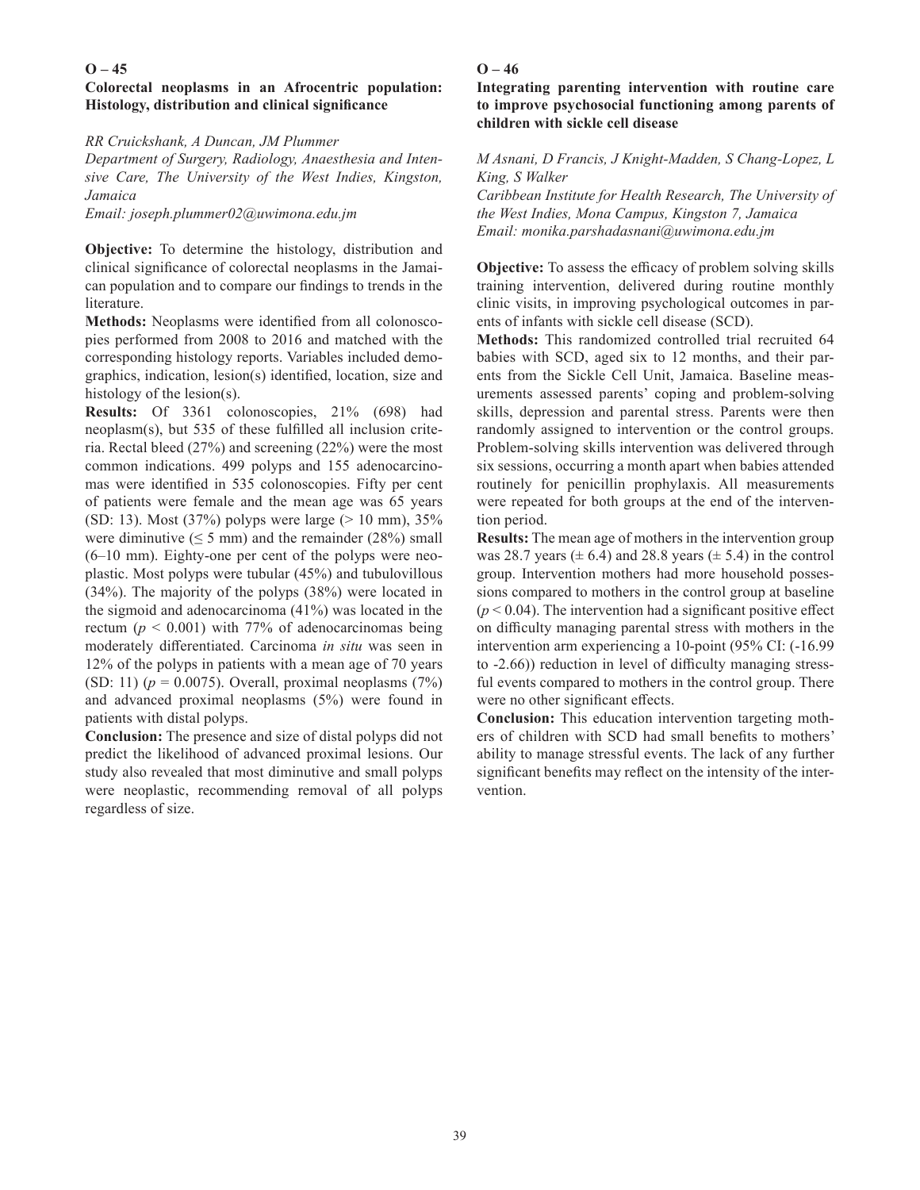## O – 45

### Colorectal neoplasms in an Afrocentric population: Histology, distribution and clinical significance

*RR Cruickshank, A Duncan, JM Plummer*

*Department of Surgery, Radiology, Anaesthesia and Intensive Care, The University of the West Indies, Kingston, Jamaica*

*Email: joseph.plummer02@uwimona.edu.jm*

**Objective:** To determine the histology, distribution and clinical significance of colorectal neoplasms in the Jamaican population and to compare our findings to trends in the literature.

**Methods:** Neoplasms were identified from all colonoscopies performed from 2008 to 2016 and matched with the corresponding histology reports. Variables included demographics, indication, lesion(s) identified, location, size and histology of the lesion(s).

**Results:** Of 3361 colonoscopies, 21% (698) had neoplasm(s), but 535 of these fulfilled all inclusion criteria. Rectal bleed (27%) and screening (22%) were the most common indications. 499 polyps and 155 adenocarcinomas were identified in 535 colonoscopies. Fifty per cent of patients were female and the mean age was 65 years (SD: 13). Most (37%) polyps were large (> 10 mm), 35% were diminutive (≤ 5 mm) and the remainder (28%) small (6–10 mm). Eighty-one per cent of the polyps were neoplastic. Most polyps were tubular (45%) and tubulovillous (34%). The majority of the polyps (38%) were located in the sigmoid and adenocarcinoma (41%) was located in the rectum ($p < 0.001$) with 77% of adenocarcinomas being moderately differentiated. Carcinoma *in situ* was seen in 12% of the polyps in patients with a mean age of 70 years (SD: 11) ($p = 0.0075$). Overall, proximal neoplasms (7%) and advanced proximal neoplasms (5%) were found in patients with distal polyps.

**Conclusion:** The presence and size of distal polyps did not predict the likelihood of advanced proximal lesions. Our study also revealed that most diminutive and small polyps were neoplastic, recommending removal of all polyps regardless of size.

## O – 46

### Integrating parenting intervention with routine care to improve psychosocial functioning among parents of children with sickle cell disease

*M Asnani, D Francis, J Knight-Madden, S Chang-Lopez, L King, S Walker*

*Caribbean Institute for Health Research, The University of the West Indies, Mona Campus, Kingston 7, Jamaica*

*Email: monika.parshadasnani@uwimona.edu.jm*

**Objective:** To assess the efficacy of problem solving skills training intervention, delivered during routine monthly clinic visits, in improving psychological outcomes in parents of infants with sickle cell disease (SCD).

**Methods:** This randomized controlled trial recruited 64 babies with SCD, aged six to 12 months, and their parents from the Sickle Cell Unit, Jamaica. Baseline measurements assessed parents' coping and problem-solving skills, depression and parental stress. Parents were then randomly assigned to intervention or the control groups. Problem-solving skills intervention was delivered through six sessions, occurring a month apart when babies attended routinely for penicillin prophylaxis. All measurements were repeated for both groups at the end of the intervention period.

**Results:** The mean age of mothers in the intervention group was 28.7 years (± 6.4) and 28.8 years (± 5.4) in the control group. Intervention mothers had more household possessions compared to mothers in the control group at baseline ($p < 0.04$). The intervention had a significant positive effect on difficulty managing parental stress with mothers in the intervention arm experiencing a 10-point (95% CI: (-16.99 to -2.66)) reduction in level of difficulty managing stressful events compared to mothers in the control group. There were no other significant effects.

**Conclusion:** This education intervention targeting mothers of children with SCD had small benefits to mothers' ability to manage stressful events. The lack of any further significant benefits may reflect on the intensity of the intervention.